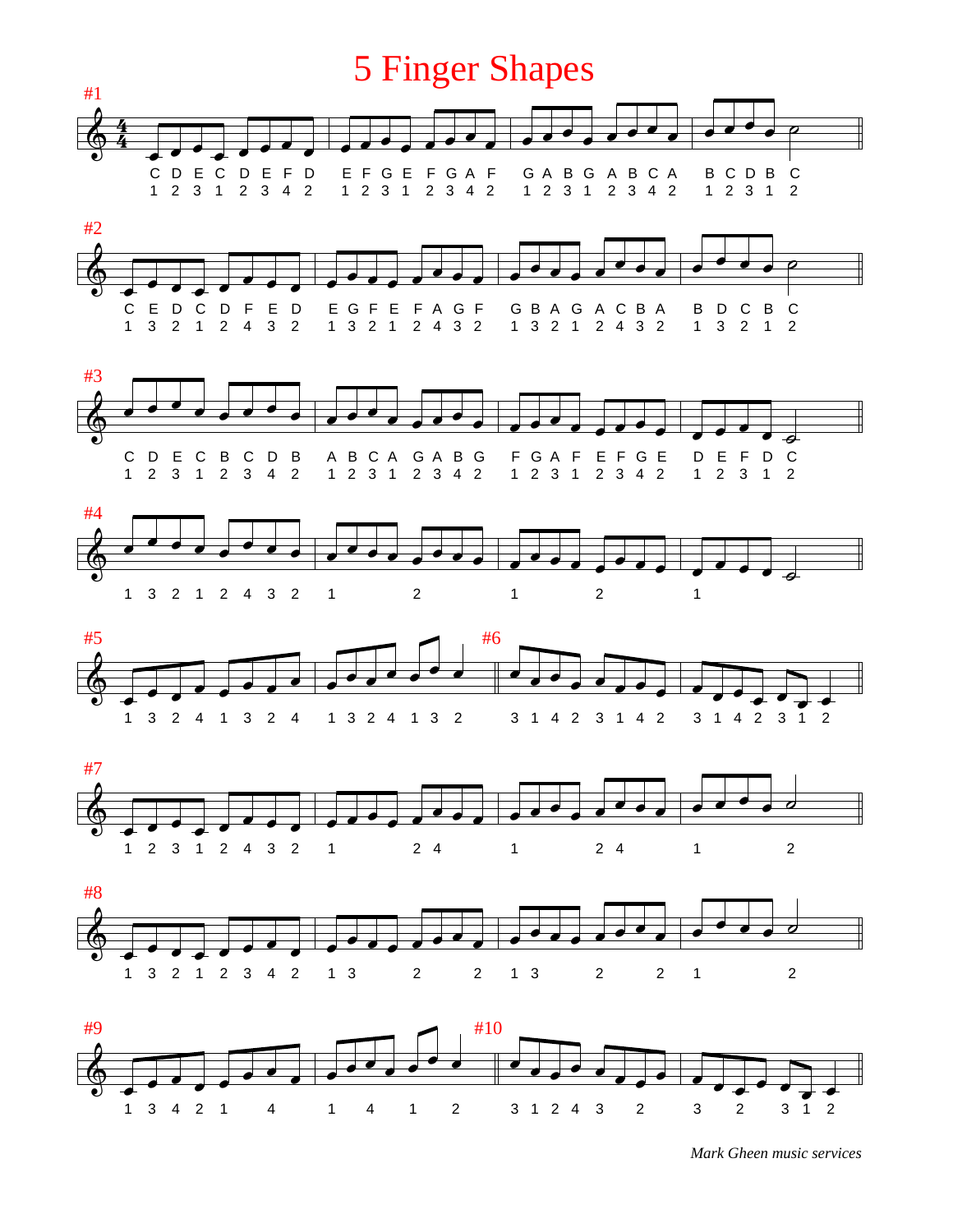# 5 Finger Shapes

#1

C D E C D E F D E F G E F G A F G A B G A B C A B C D B C

1 2 3 1 2 3 4 2 1 2 3 1 2 3 4 2 1 2 3 1 2 3 4 2 1 2 3 1 2

#2

C E D C D F E D E G F E F A G F G B A G A C B A B D C B C

1 3 2 1 2 4 3 2 1 3 2 1 2 4 3 2 1 3 2 1 2 4 3 2 1 3 2 1 2

#3

C D E C B C D B A B C A G A B G F G A F E F G E D E F D C

1 2 3 1 2 3 4 2 1 2 3 1 2 3 4 2 1 2 3 1 2 3 4 2 1 2 3 1 2

#4

1 3 2 1 2 4 3 2 1 2 1 2 1

#5

1 3 2 4 1 3 2 4 1 3 2 4 1 3 2

#6

3 1 4 2 3 1 4 2 3 1 4 2 3 1 2

#7

1 2 3 1 2 4 3 2 1 2 4 1 2 4 1 2

#8

1 3 2 1 2 3 4 2 1 3 2 2 1 3 2 2 1 2

#9

1 3 4 2 1 4 1 4 1 2

#10

3 1 2 4 3 2 3 2 3 1 2

*Mark Gheen music services*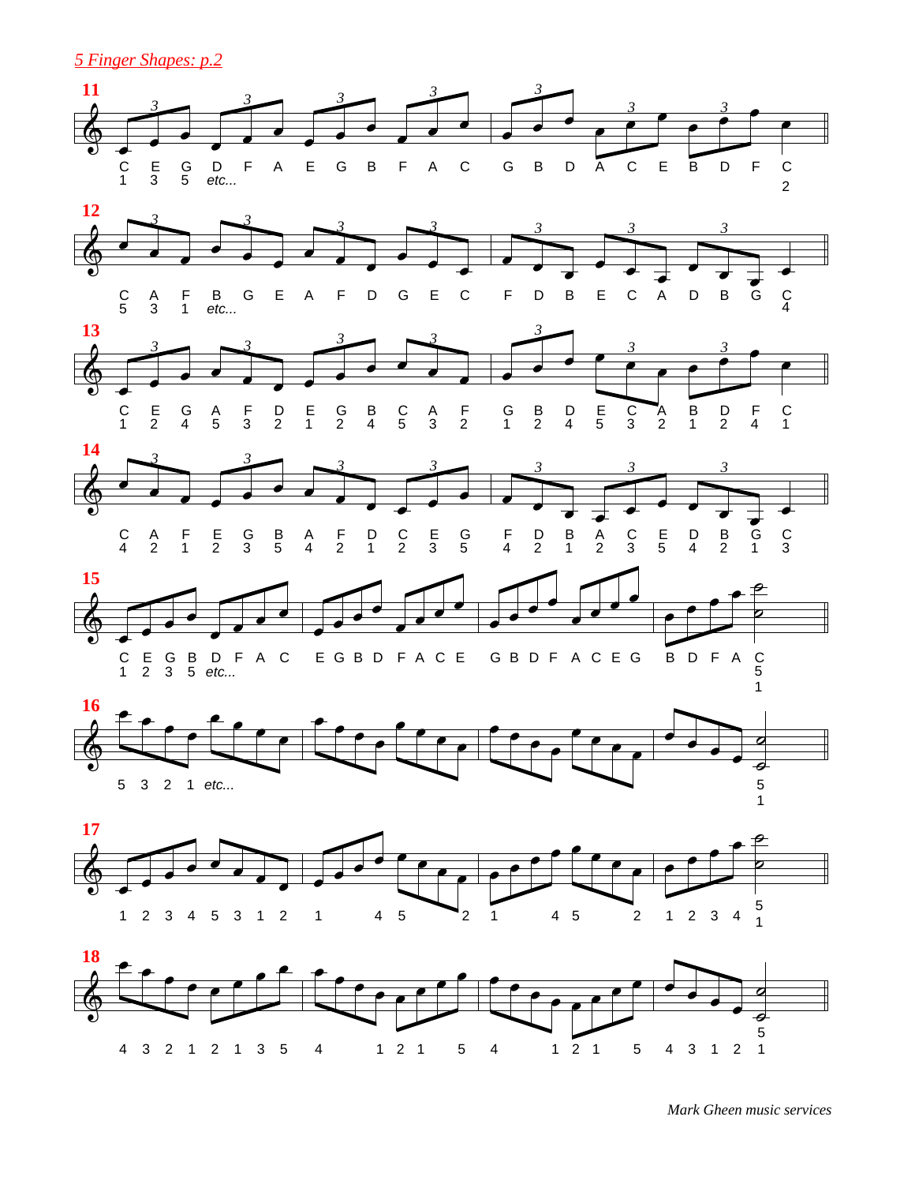*5 Finger Shapes: p.2*

**11**

C E G D F A E G B F A C G B D A C E B D F C
1 3 5 etc... 2

**12**

C A F B G E A F D G E C F D B E C A D B G C
5 3 1 etc... 4

**13**

C E G A F D E G B C A F G B D E C A B D F C
1 2 4 5 3 2 1 2 4 5 3 2 1 2 4 5 3 2 1 2 4 1

**14**

C A F E G B A F D C E G F D B A C E D B G C
4 2 1 2 3 5 4 2 1 2 3 5 4 2 1 2 3 5 4 2 1 3

**15**

C E G B D F A C E G B D F A C E G B D F A C E G B D F A C
1 2 3 5 etc... 5 1

**16**

5 3 2 1 etc... 5 1

**17**

1 2 3 4 5 3 1 2 1 4 5 2 1 4 5 2 1 2 3 4 5 1

**18**

4 3 2 1 2 1 3 5 4 1 2 1 5 4 1 2 1 5 4 3 1 2 5 1

*Mark Gheen music services*